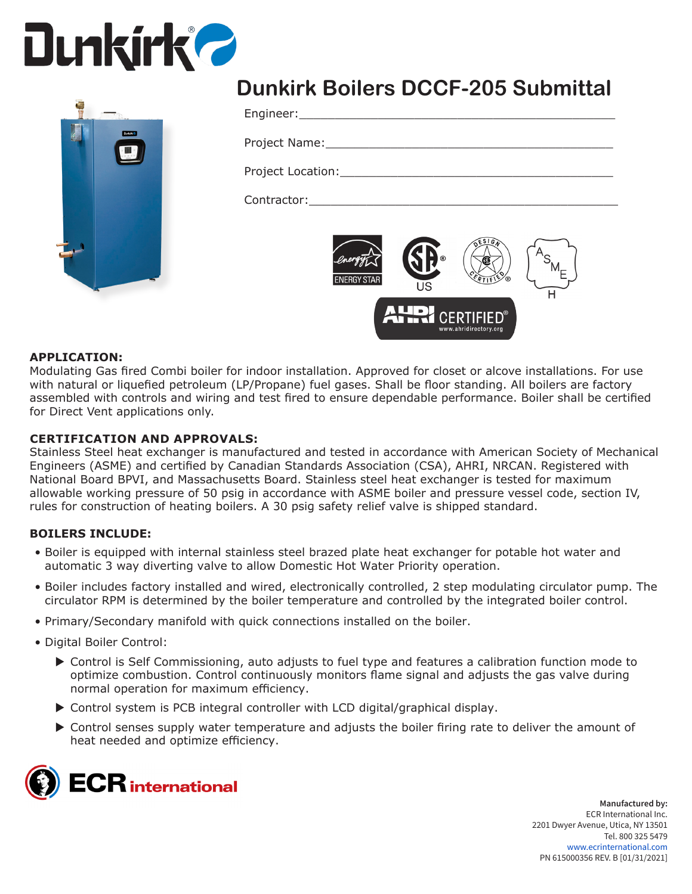# Dunkirk Boilers DCCF-205 Submittal

Engineer:\_\_\_\_\_\_\_\_\_\_\_\_\_\_\_\_\_\_\_\_\_\_\_\_\_\_\_\_\_\_\_\_\_\_\_\_\_\_\_\_\_\_\_\_

Project Name:\_\_\_\_\_\_\_\_\_\_\_\_\_\_\_\_\_\_\_\_\_\_\_\_\_\_\_\_\_\_\_\_\_\_\_\_\_\_\_\_

Project Location:\_\_\_\_\_\_\_\_\_\_\_\_\_\_\_\_\_\_\_\_\_\_\_\_\_\_\_\_\_\_\_\_\_\_\_\_\_\_

Contractor:\_\_\_\_\_\_\_\_\_\_\_\_\_\_\_\_\_\_\_\_\_\_\_\_\_\_\_\_\_\_\_\_\_\_\_\_\_\_\_\_\_\_\_\_

**APPLICATION:**
Modulating Gas fired Combi boiler for indoor installation. Approved for closet or alcove installations. For use with natural or liquefied petroleum (LP/Propane) fuel gases. Shall be floor standing. All boilers are factory assembled with controls and wiring and test fired to ensure dependable performance. Boiler shall be certified for Direct Vent applications only.

**CERTIFICATION AND APPROVALS:**
Stainless Steel heat exchanger is manufactured and tested in accordance with American Society of Mechanical Engineers (ASME) and certified by Canadian Standards Association (CSA), AHRI, NRCAN. Registered with National Board BPVI, and Massachusetts Board. Stainless steel heat exchanger is tested for maximum allowable working pressure of 50 psig in accordance with ASME boiler and pressure vessel code, section IV, rules for construction of heating boilers. A 30 psig safety relief valve is shipped standard.

**BOILERS INCLUDE:**

- Boiler is equipped with internal stainless steel brazed plate heat exchanger for potable hot water and automatic 3 way diverting valve to allow Domestic Hot Water Priority operation.
- Boiler includes factory installed and wired, electronically controlled, 2 step modulating circulator pump. The circulator RPM is determined by the boiler temperature and controlled by the integrated boiler control.
- Primary/Secondary manifold with quick connections installed on the boiler.
- Digital Boiler Control:
  - Control is Self Commissioning, auto adjusts to fuel type and features a calibration function mode to optimize combustion. Control continuously monitors flame signal and adjusts the gas valve during normal operation for maximum efficiency.
  - Control system is PCB integral controller with LCD digital/graphical display.
  - Control senses supply water temperature and adjusts the boiler firing rate to deliver the amount of heat needed and optimize efficiency.

**Manufactured by:**
ECR International Inc.
2201 Dwyer Avenue, Utica, NY 13501
Tel. 800 325 5479
www.ecrinternational.com
PN 615000356 REV. B [01/31/2021]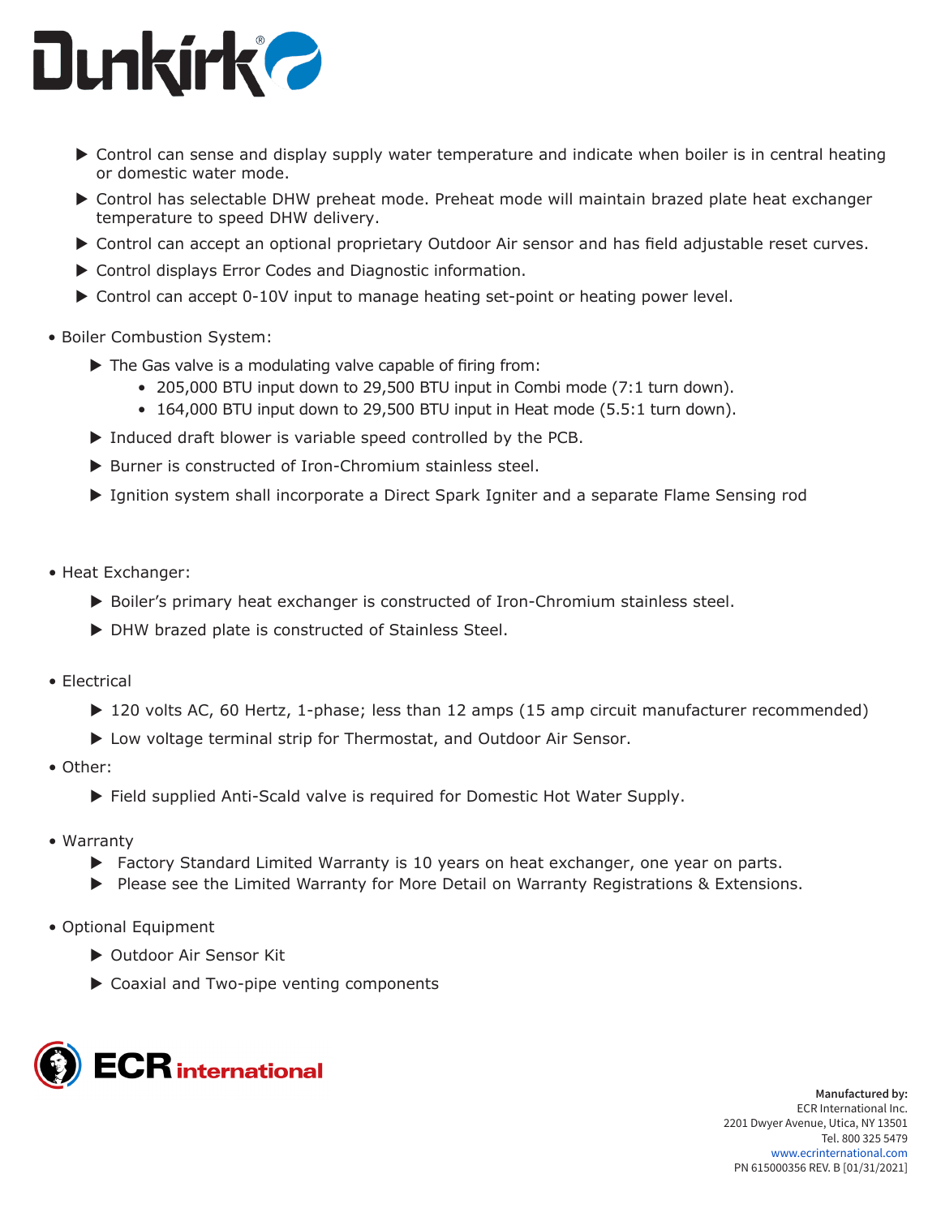- Control can sense and display supply water temperature and indicate when boiler is in central heating or domestic water mode.
- Control has selectable DHW preheat mode. Preheat mode will maintain brazed plate heat exchanger temperature to speed DHW delivery.
- Control can accept an optional proprietary Outdoor Air sensor and has field adjustable reset curves.
- Control displays Error Codes and Diagnostic information.
- Control can accept 0-10V input to manage heating set-point or heating power level.

- Boiler Combustion System:
  - The Gas valve is a modulating valve capable of firing from:
    - 205,000 BTU input down to 29,500 BTU input in Combi mode (7:1 turn down).
    - 164,000 BTU input down to 29,500 BTU input in Heat mode (5.5:1 turn down).
  - Induced draft blower is variable speed controlled by the PCB.
  - Burner is constructed of Iron-Chromium stainless steel.
  - Ignition system shall incorporate a Direct Spark Igniter and a separate Flame Sensing rod

- Heat Exchanger:
  - Boiler's primary heat exchanger is constructed of Iron-Chromium stainless steel.
  - DHW brazed plate is constructed of Stainless Steel.

- Electrical
  - 120 volts AC, 60 Hertz, 1-phase; less than 12 amps (15 amp circuit manufacturer recommended)
  - Low voltage terminal strip for Thermostat, and Outdoor Air Sensor.
- Other:
  - Field supplied Anti-Scald valve is required for Domestic Hot Water Supply.

- Warranty
  - Factory Standard Limited Warranty is 10 years on heat exchanger, one year on parts.
  - Please see the Limited Warranty for More Detail on Warranty Registrations & Extensions.

- Optional Equipment
  - Outdoor Air Sensor Kit
  - Coaxial and Two-pipe venting components

**Manufactured by:**
ECR International Inc.
2201 Dwyer Avenue, Utica, NY 13501
Tel. 800 325 5479
www.ecrinternational.com
PN 615000356 REV. B [01/31/2021]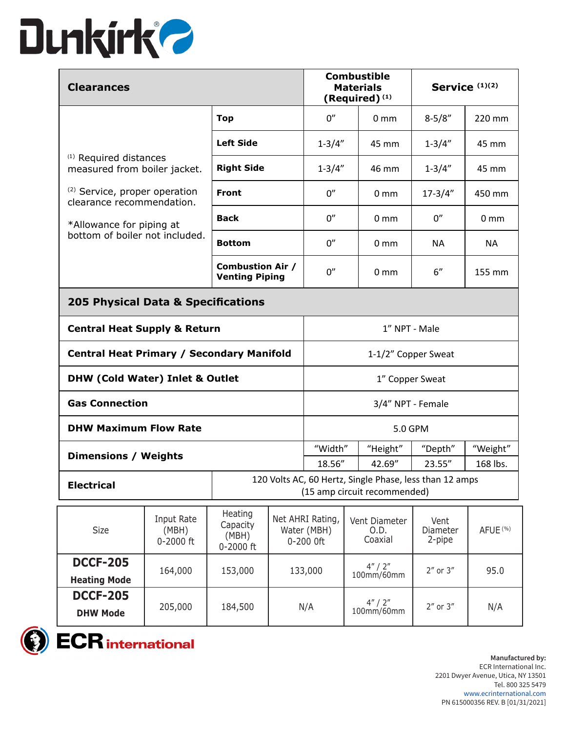Dunkirk

| Clearances | | Combustible Materials (Required) [1] | | Service [1][2] | |
|---|---|---|---|---|---|
| [1] Required distances measured from boiler jacket.<br><br>[2] Service, proper operation clearance recommendation.<br><br>*Allowance for piping at bottom of boiler not included. | **Top** | 0” | 0 mm | 8-5/8” | 220 mm |
| | **Left Side** | 1-3/4” | 45 mm | 1-3/4” | 45 mm |
| | **Right Side** | 1-3/4” | 46 mm | 1-3/4” | 45 mm |
| | **Front** | 0” | 0 mm | 17-3/4” | 450 mm |
| | **Back** | 0” | 0 mm | 0” | 0 mm |
| | **Bottom** | 0” | 0 mm | NA | NA |
| | **Combustion Air / Venting Piping** | 0” | 0 mm | 6” | 155 mm |

## 205 Physical Data & Specifications

| | | | | |
|---|---|---|---|---|
| **Central Heat Supply & Return** | 1” NPT - Male | | | |
| **Central Heat Primary / Secondary Manifold** | 1-1/2” Copper Sweat | | | |
| **DHW (Cold Water) Inlet & Outlet** | 1” Copper Sweat | | | |
| **Gas Connection** | 3/4” NPT - Female | | | |
| **DHW Maximum Flow Rate** | 5.0 GPM | | | |
| **Dimensions / Weights** | “Width” | “Height” | “Depth” | “Weight” |
| | 18.56” | 42.69” | 23.55” | 168 lbs. |
| **Electrical** | 120 Volts AC, 60 Hertz, Single Phase, less than 12 amps (15 amp circuit recommended) | | | |

| Size | Input Rate (MBH) 0-2000 ft | Heating Capacity (MBH) 0-2000 ft | Net AHRI Rating, Water (MBH) 0-200 0ft | Vent Diameter O.D. Coaxial | Vent Diameter 2-pipe | AFUE (%) |
|---|---|---|---|---|---|---|
| **DCCF-205 Heating Mode** | 164,000 | 153,000 | 133,000 | 4” / 2” 100mm/60mm | 2” or 3” | 95.0 |
| **DCCF-205 DHW Mode** | 205,000 | 184,500 | N/A | 4” / 2” 100mm/60mm | 2” or 3” | N/A |

ECR international

**Manufactured by:**
ECR International Inc.
2201 Dwyer Avenue, Utica, NY 13501
Tel. 800 325 5479
www.ecrinternational.com
PN 615000356 REV. B [01/31/2021]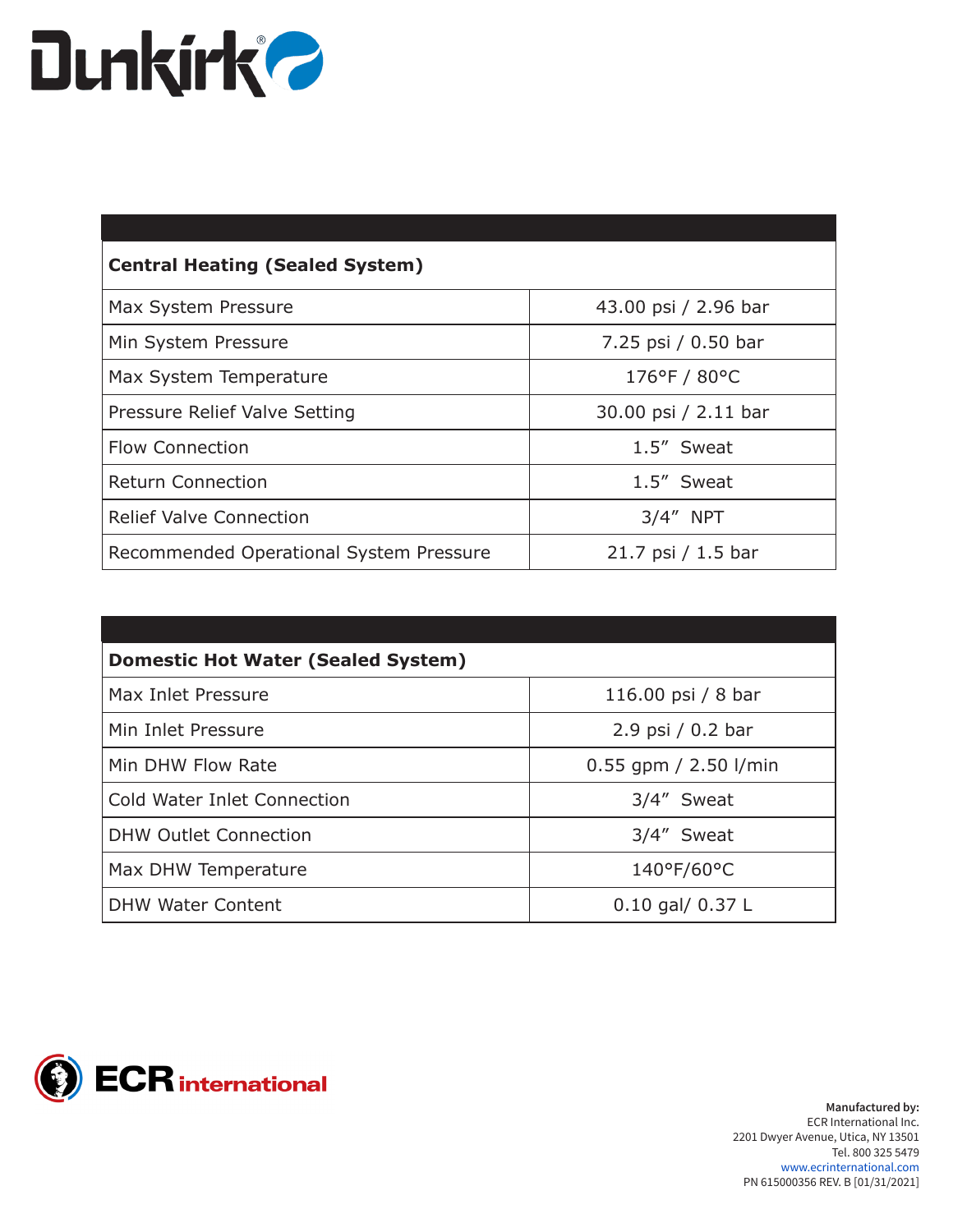Dunkirk®

| Central Heating (Sealed System) | |
|---|---|
| Max System Pressure | 43.00 psi / 2.96 bar |
| Min System Pressure | 7.25 psi / 0.50 bar |
| Max System Temperature | 176°F / 80°C |
| Pressure Relief Valve Setting | 30.00 psi / 2.11 bar |
| Flow Connection | 1.5″ Sweat |
| Return Connection | 1.5″ Sweat |
| Relief Valve Connection | 3/4″ NPT |
| Recommended Operational System Pressure | 21.7 psi / 1.5 bar |

| Domestic Hot Water (Sealed System) | |
|---|---|
| Max Inlet Pressure | 116.00 psi / 8 bar |
| Min Inlet Pressure | 2.9 psi / 0.2 bar |
| Min DHW Flow Rate | 0.55 gpm / 2.50 l/min |
| Cold Water Inlet Connection | 3/4″ Sweat |
| DHW Outlet Connection | 3/4″ Sweat |
| Max DHW Temperature | 140°F/60°C |
| DHW Water Content | 0.10 gal/ 0.37 L |

ECR international

**Manufactured by:**
ECR International Inc.
2201 Dwyer Avenue, Utica, NY 13501
Tel. 800 325 5479
www.ecrinternational.com
PN 615000356 REV. B [01/31/2021]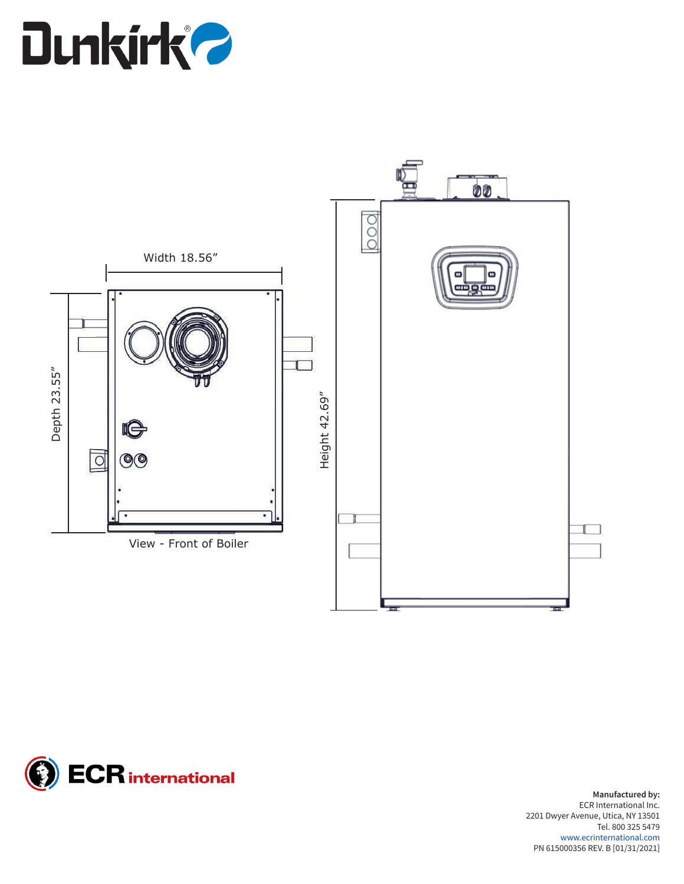Width 18.56"

Depth 23.55"

View - Front of Boiler

Height 42.69"

**Manufactured by:**
ECR International Inc.
2201 Dwyer Avenue, Utica, NY 13501
Tel. 800 325 5479
www.ecrinternational.com
PN 615000356 REV. B [01/31/2021]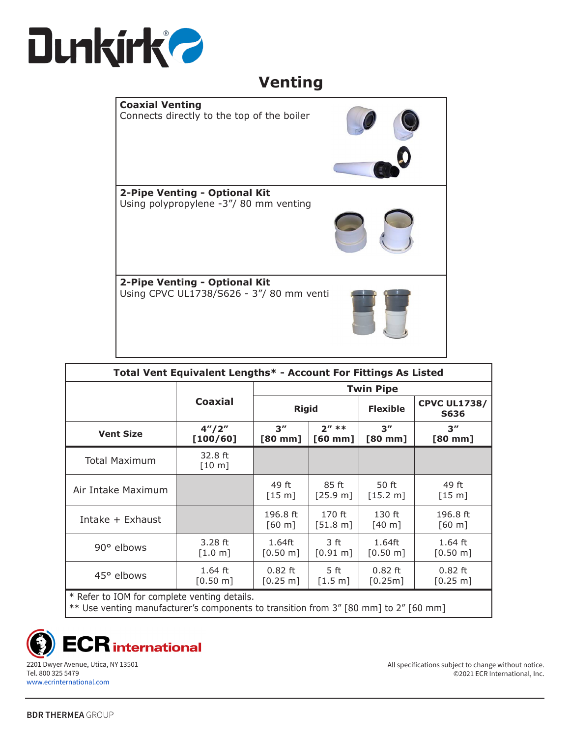Dunkirk

# Venting

| | |
|---|---|
| **Coaxial Venting**<br>Connects directly to the top of the boiler | |
| **2-Pipe Venting - Optional Kit**<br>Using polypropylene -3"/ 80 mm venting | |
| **2-Pipe Venting - Optional Kit**<br>Using CPVC UL1738/S626 - 3"/ 80 mm venti | |

| Total Vent Equivalent Lengths* - Account For Fittings As Listed | | | | | |
|---|---|---|---|---|---|
| | **Coaxial** | **Twin Pipe** | | | |
| | | **Rigid** | | **Flexible** | **CPVC UL1738/ S636** |
| **Vent Size** | **4"/2" [100/60]** | **3" [80 mm]** | **2" ** [60 mm]** | **3" [80 mm]** | **3" [80 mm]** |
| Total Maximum | 32.8 ft [10 m] | | | | |
| Air Intake Maximum | | 49 ft [15 m] | 85 ft [25.9 m] | 50 ft [15.2 m] | 49 ft [15 m] |
| Intake + Exhaust | | 196.8 ft [60 m] | 170 ft [51.8 m] | 130 ft [40 m] | 196.8 ft [60 m] |
| 90° elbows | 3.28 ft [1.0 m] | 1.64ft [0.50 m] | 3 ft [0.91 m] | 1.64ft [0.50 m] | 1.64 ft [0.50 m] |
| 45° elbows | 1.64 ft [0.50 m] | 0.82 ft [0.25 m] | 5 ft [1.5 m] | 0.82 ft [0.25m] | 0.82 ft [0.25 m] |

* Refer to IOM for complete venting details.
** Use venting manufacturer's components to transition from 3" [80 mm] to 2" [60 mm]

ECR international

2201 Dwyer Avenue, Utica, NY 13501
Tel. 800 325 5479
www.ecrinternational.com

All specifications subject to change without notice.
©2021 ECR International, Inc.

BDR THERMEA GROUP